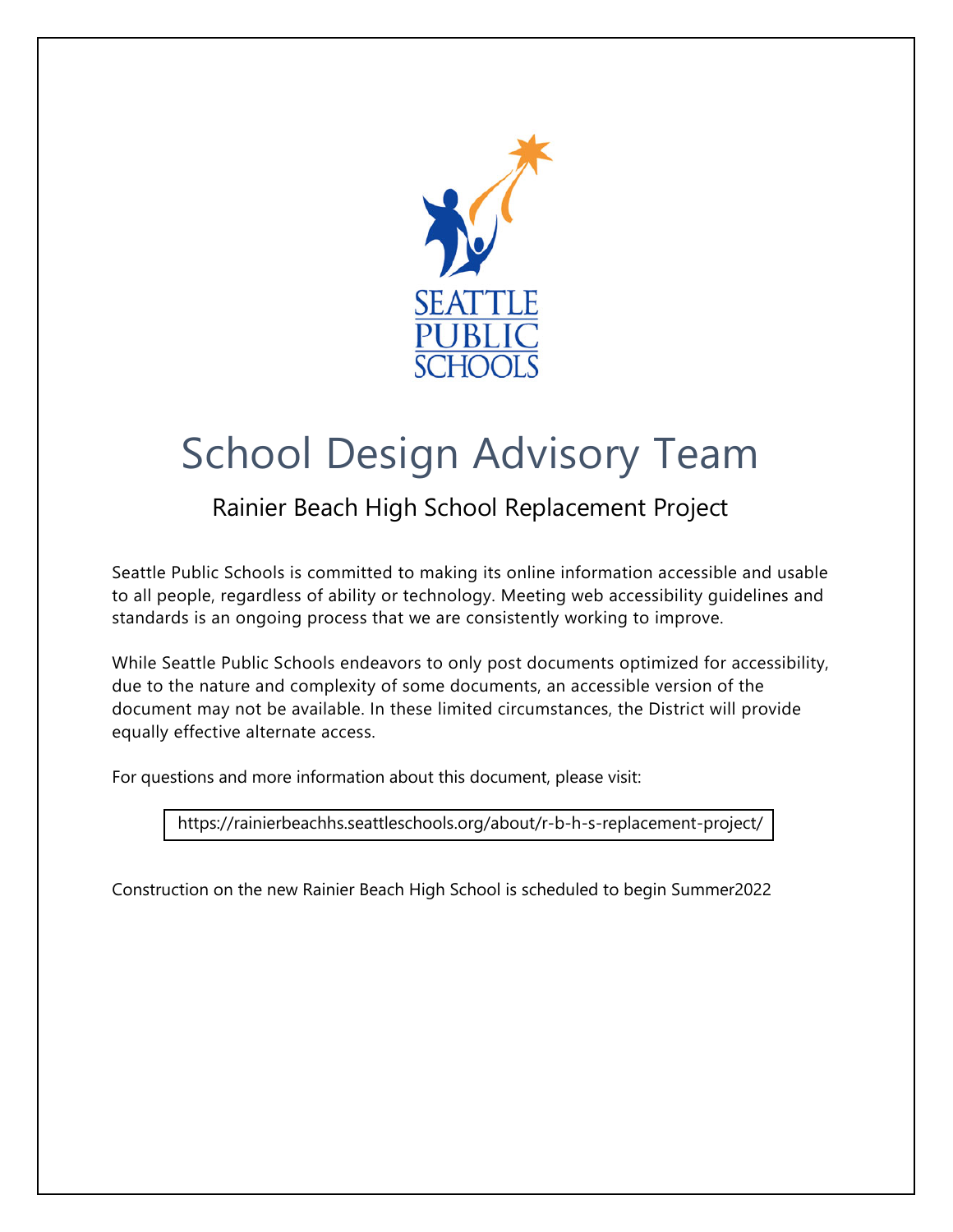# School Design Advisory Team

## Rainier Beach High School Replacement Project

Seattle Public Schools is committed to making its online information accessible and usable to all people, regardless of ability or technology. Meeting web accessibility guidelines and standards is an ongoing process that we are consistently working to improve.

While Seattle Public Schools endeavors to only post documents optimized for accessibility, due to the nature and complexity of some documents, an accessible version of the document may not be available. In these limited circumstances, the District will provide equally effective alternate access.

For questions and more information about this document, please visit:

https://rainierbeachhs.seattleschools.org/about/r-b-h-s-replacement-project/

Construction on the new Rainier Beach High School is scheduled to begin Summer2022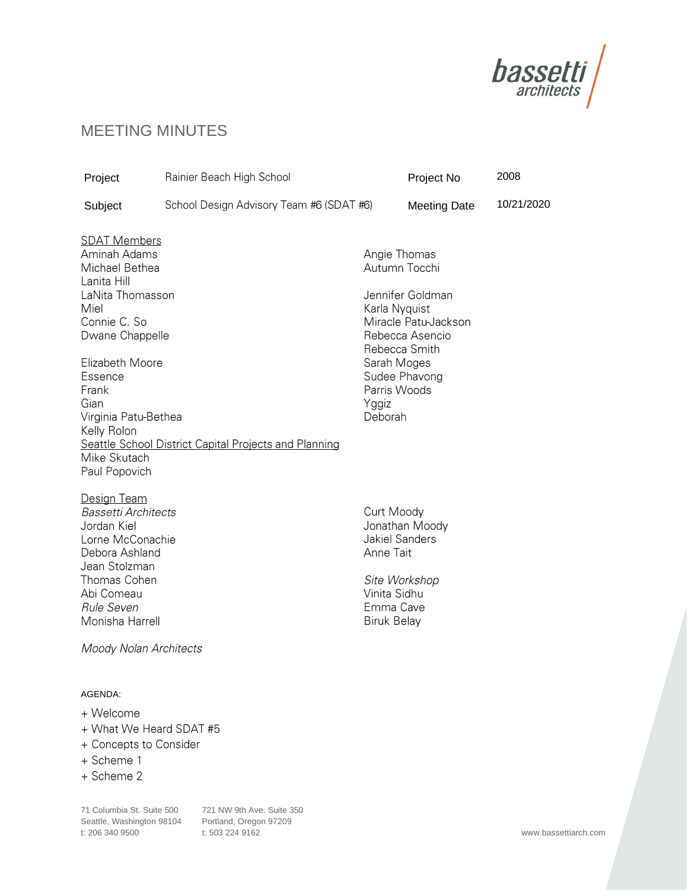# MEETING MINUTES

| | | | |
|---|---|---|---|
| Project | Rainier Beach High School | Project No | 2008 |
| Subject | School Design Advisory Team #6 (SDAT #6) | Meeting Date | 10/21/2020 |

SDAT Members

Aminah Adams
Michael Bethea
Lanita Hill
LaNita Thomasson
Miel
Connie C. So
Dwane Chappelle

Elizabeth Moore
Essence
Frank
Gian
Virginia Patu-Bethea
Kelly Rolon

Angie Thomas
Autumn Tocchi

Jennifer Goldman
Karla Nyquist
Miracle Patu-Jackson
Rebecca Asencio
Rebecca Smith
Sarah Moges
Sudee Phavong
Parris Woods
Yggiz
Deborah

Seattle School District Capital Projects and Planning

Mike Skutach
Paul Popovich

Design Team

*Bassetti Architects*
Jordan Kiel
Lorne McConachie
Debora Ashland
Jean Stolzman
Thomas Cohen
Abi Comeau

*Rule Seven*
Monisha Harrell

*Moody Nolan Architects*
Curt Moody
Jonathan Moody
Jakiel Sanders
Anne Tait

*Site Workshop*
Vinita Sidhu
Emma Cave
Biruk Belay

AGENDA:

+ Welcome
+ What We Heard SDAT #5
+ Concepts to Consider
+ Scheme 1
+ Scheme 2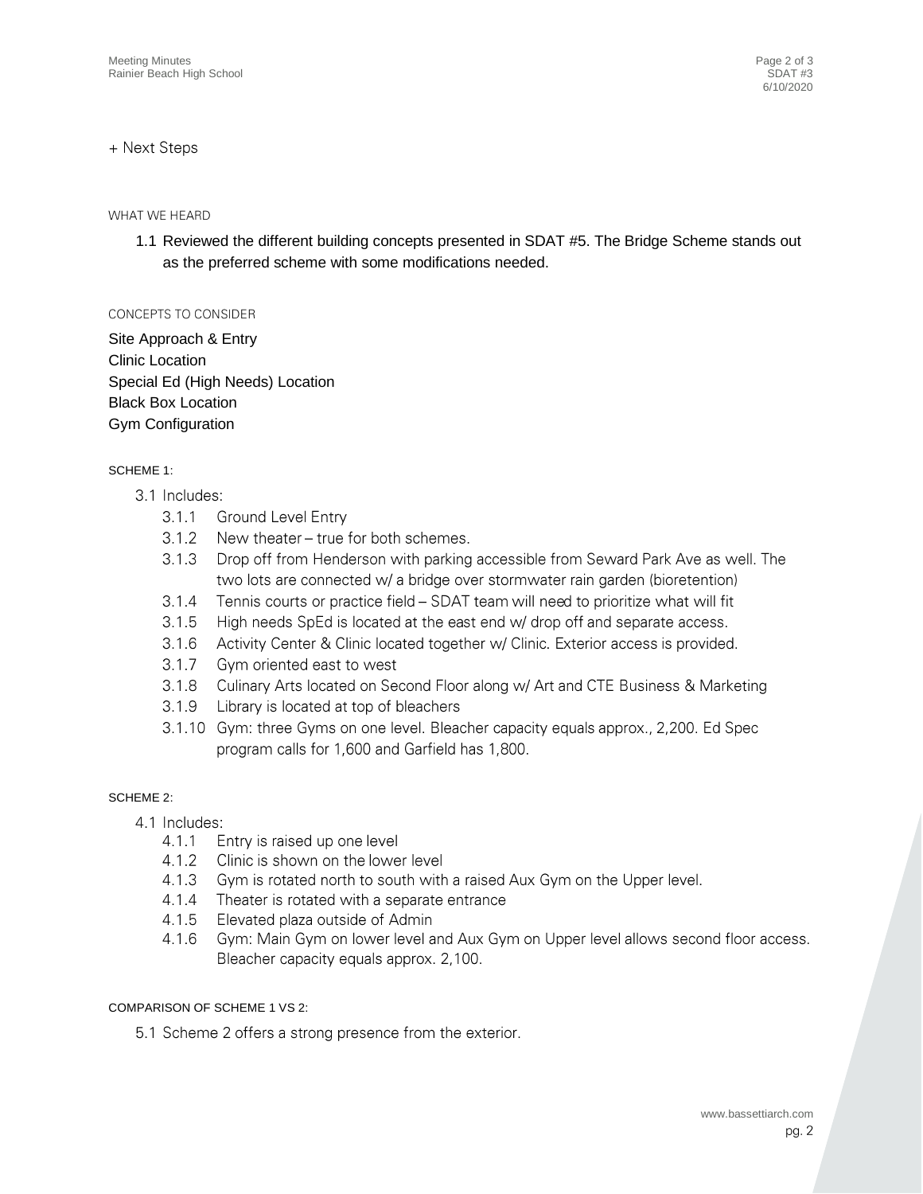+ Next Steps

WHAT WE HEARD

1.1 Reviewed the different building concepts presented in SDAT #5. The Bridge Scheme stands out as the preferred scheme with some modifications needed.

CONCEPTS TO CONSIDER

Site Approach & Entry
Clinic Location
Special Ed (High Needs) Location
Black Box Location
Gym Configuration

SCHEME 1:

3.1 Includes:
- 3.1.1 Ground Level Entry
- 3.1.2 New theater – true for both schemes.
- 3.1.3 Drop off from Henderson with parking accessible from Seward Park Ave as well. The two lots are connected w/ a bridge over stormwater rain garden (bioretention)
- 3.1.4 Tennis courts or practice field – SDAT team will need to prioritize what will fit
- 3.1.5 High needs SpEd is located at the east end w/ drop off and separate access.
- 3.1.6 Activity Center & Clinic located together w/ Clinic. Exterior access is provided.
- 3.1.7 Gym oriented east to west
- 3.1.8 Culinary Arts located on Second Floor along w/ Art and CTE Business & Marketing
- 3.1.9 Library is located at top of bleachers
- 3.1.10 Gym: three Gyms on one level. Bleacher capacity equals approx., 2,200. Ed Spec program calls for 1,600 and Garfield has 1,800.

SCHEME 2:

4.1 Includes:
- 4.1.1 Entry is raised up one level
- 4.1.2 Clinic is shown on the lower level
- 4.1.3 Gym is rotated north to south with a raised Aux Gym on the Upper level.
- 4.1.4 Theater is rotated with a separate entrance
- 4.1.5 Elevated plaza outside of Admin
- 4.1.6 Gym: Main Gym on lower level and Aux Gym on Upper level allows second floor access. Bleacher capacity equals approx. 2,100.

COMPARISON OF SCHEME 1 VS 2:

5.1 Scheme 2 offers a strong presence from the exterior.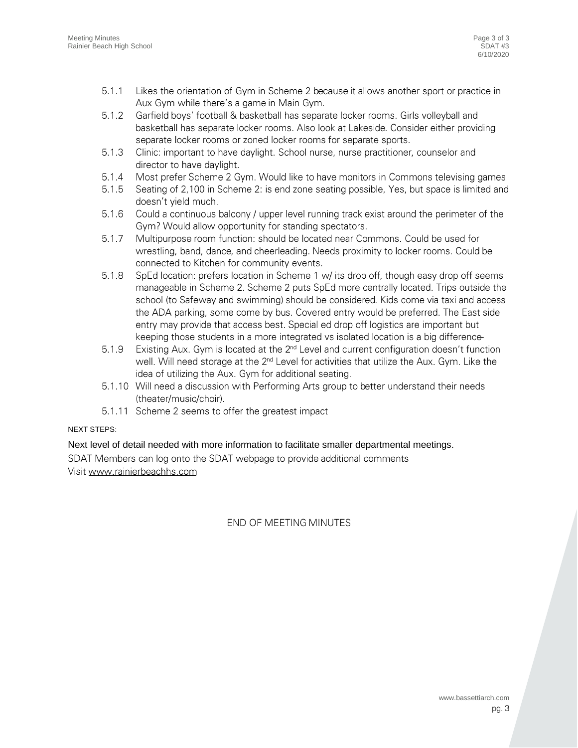- 5.1.1 Likes the orientation of Gym in Scheme 2 because it allows another sport or practice in Aux Gym while there's a game in Main Gym.
- 5.1.2 Garfield boys' football & basketball has separate locker rooms. Girls volleyball and basketball has separate locker rooms. Also look at Lakeside. Consider either providing separate locker rooms or zoned locker rooms for separate sports.
- 5.1.3 Clinic: important to have daylight. School nurse, nurse practitioner, counselor and director to have daylight.
- 5.1.4 Most prefer Scheme 2 Gym. Would like to have monitors in Commons televising games
- 5.1.5 Seating of 2,100 in Scheme 2: is end zone seating possible, Yes, but space is limited and doesn't yield much.
- 5.1.6 Could a continuous balcony / upper level running track exist around the perimeter of the Gym? Would allow opportunity for standing spectators.
- 5.1.7 Multipurpose room function: should be located near Commons. Could be used for wrestling, band, dance, and cheerleading. Needs proximity to locker rooms. Could be connected to Kitchen for community events.
- 5.1.8 SpEd location: prefers location in Scheme 1 w/ its drop off, though easy drop off seems manageable in Scheme 2. Scheme 2 puts SpEd more centrally located. Trips outside the school (to Safeway and swimming) should be considered. Kids come via taxi and access the ADA parking, some come by bus. Covered entry would be preferred. The East side entry may provide that access best. Special ed drop off logistics are important but keeping those students in a more integrated vs isolated location is a big difference.
- 5.1.9 Existing Aux. Gym is located at the 2nd Level and current configuration doesn't function well. Will need storage at the 2nd Level for activities that utilize the Aux. Gym. Like the idea of utilizing the Aux. Gym for additional seating.
- 5.1.10 Will need a discussion with Performing Arts group to better understand their needs (theater/music/choir).
- 5.1.11 Scheme 2 seems to offer the greatest impact

NEXT STEPS:

Next level of detail needed with more information to facilitate smaller departmental meetings.

SDAT Members can log onto the SDAT webpage to provide additional comments

Visit www.rainierbeachhs.com

END OF MEETING MINUTES